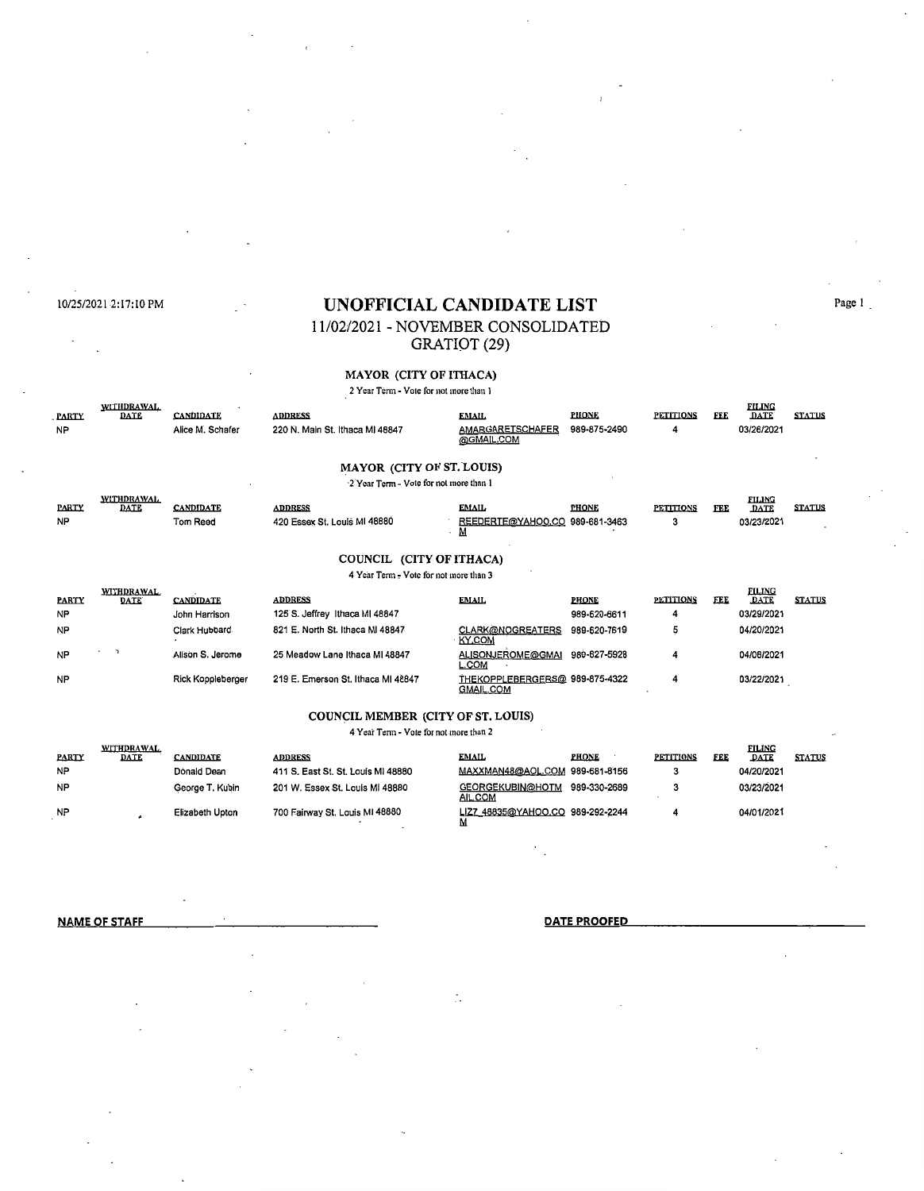10/25/2021 2:17:10 PM

# UNOFFICIAL CANDIDATE LIST

## 11/02/2021 - NOVEMBER CONSOLIDATED

## GRATIOT (29)

### MAYOR (CITY OF ITHACA)

2 Year Term - Vote for not more than 1

| PARTY | WITHDRAWAL DATE | CANDIDATE | ADDRESS | EMAIL | PHONE | PETITIONS | FEE | FILING DATE | STATUS |
|---|---|---|---|---|---|---|---|---|---|
| NP | | Alice M. Schafer | 220 N. Main St. Ithaca MI 48847 | AMARGARETSCHAFER@GMAIL.COM | 989-875-2490 | 4 | | 03/26/2021 | |

### MAYOR (CITY OF ST. LOUIS)

2 Year Term - Vote for not more than 1

| PARTY | WITHDRAWAL DATE | CANDIDATE | ADDRESS | EMAIL | PHONE | PETITIONS | FEE | FILING DATE | STATUS |
|---|---|---|---|---|---|---|---|---|---|
| NP | | Tom Reed | 420 Essex St. Louis MI 48880 | REEDERTE@YAHOO.COM | 989-681-3463 | 3 | | 03/23/2021 | |

### COUNCIL (CITY OF ITHACA)

4 Year Term - Vote for not more than 3

| PARTY | WITHDRAWAL DATE | CANDIDATE | ADDRESS | EMAIL | PHONE | PETITIONS | FEE | FILING DATE | STATUS |
|---|---|---|---|---|---|---|---|---|---|
| NP | | John Harrison | 125 S. Jeffrey Ithaca MI 48847 | | 989-620-6611 | 4 | | 03/29/2021 | |
| NP | | Clark Hubbard | 821 E. North St. Ithaca MI 48847 | CLARK@NOGREATERSKY.COM | 989-620-7619 | 5 | | 04/20/2021 | |
| NP | | Alison S. Jerome | 25 Meadow Lane Ithaca MI 48847 | ALISONJEROME@GMAIL.COM | 989-627-5928 | 4 | | 04/06/2021 | |
| NP | | Rick Koppleberger | 219 E. Emerson St. Ithaca MI 48847 | THEKOPPLEBERGERS@GMAIL.COM | 989-875-4322 | 4 | | 03/22/2021 | |

### COUNCIL MEMBER (CITY OF ST. LOUIS)

4 Year Term - Vote for not more than 2

| PARTY | WITHDRAWAL DATE | CANDIDATE | ADDRESS | EMAIL | PHONE | PETITIONS | FEE | FILING DATE | STATUS |
|---|---|---|---|---|---|---|---|---|---|
| NP | | Donald Dean | 411 S. East St. St. Louis MI 48880 | MAXXMAN48@AOL.COM | 989-681-8156 | 3 | | 04/20/2021 | |
| NP | | George T. Kubin | 201 W. Essex St. Louis MI 48880 | GEORGEKUBIN@HOTMAIL.COM | 989-330-2689 | 3 | | 03/23/2021 | |
| NP | | Elizabeth Upton | 700 Fairway St. Louis MI 48880 | LIZZ_48835@YAHOO.COM | 989-292-2244 | 4 | | 04/01/2021 | |

**NAME OF STAFF** ______________________________ **DATE PROOFED** ______________________________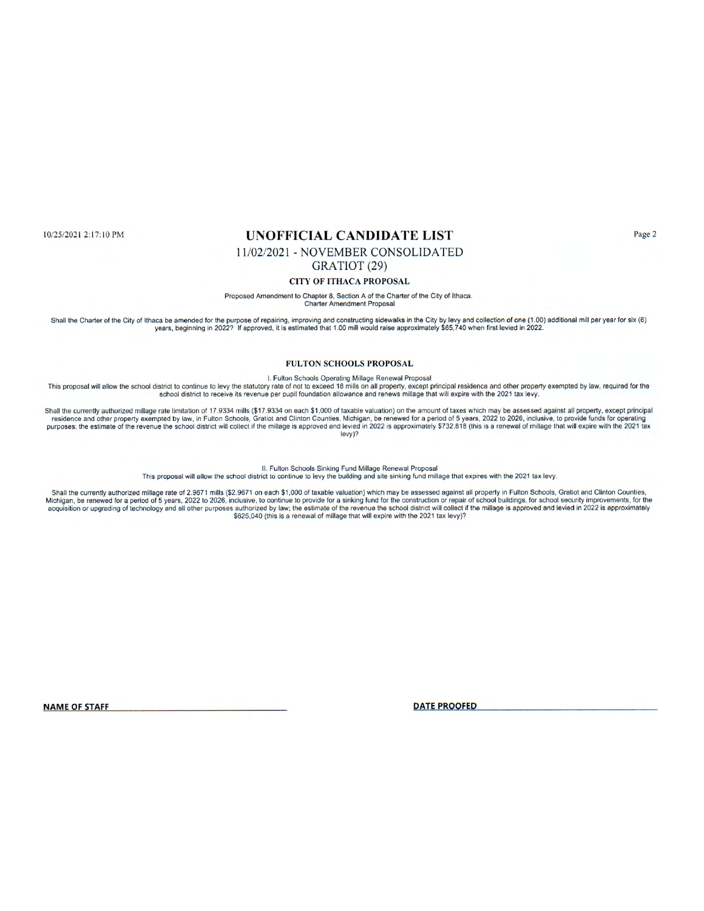10/25/2021 2:17:10 PM

# UNOFFICIAL CANDIDATE LIST

## 11/02/2021 - NOVEMBER CONSOLIDATED

## GRATIOT (29)

### CITY OF ITHACA PROPOSAL

Proposed Amendment to Chapter 8, Section A of the Charter of the City of Ithaca.
Charter Amendment Proposal

Shall the Charter of the City of Ithaca be amended for the purpose of repairing, improving and constructing sidewalks in the City by levy and collection of one (1.00) additional mill per year for six (6) years, beginning in 2022? If approved, it is estimated that 1.00 mill would raise approximately $65,740 when first levied in 2022.

### FULTON SCHOOLS PROPOSAL

I. Fulton Schools Operating Millage Renewal Proposal
This proposal will allow the school district to continue to levy the statutory rate of not to exceed 18 mills on all property, except principal residence and other property exempted by law, required for the school district to receive its revenue per pupil foundation allowance and renews millage that will expire with the 2021 tax levy.

Shall the currently authorized millage rate limitation of 17.9334 mills ($17.9334 on each $1,000 of taxable valuation) on the amount of taxes which may be assessed against all property, except principal residence and other property exempted by law, in Fulton Schools, Gratiot and Clinton Counties, Michigan, be renewed for a period of 5 years, 2022 to 2026, inclusive, to provide funds for operating purposes; the estimate of the revenue the school district will collect if the millage is approved and levied in 2022 is approximately $732,818 (this is a renewal of millage that will expire with the 2021 tax levy)?

II. Fulton Schools Sinking Fund Millage Renewal Proposal
This proposal will allow the school district to continue to levy the building and site sinking fund millage that expires with the 2021 tax levy.

Shall the currently authorized millage rate of 2.9671 mills ($2.9671 on each $1,000 of taxable valuation) which may be assessed against all property in Fulton Schools, Gratiot and Clinton Counties, Michigan, be renewed for a period of 5 years, 2022 to 2026, inclusive, to continue to provide for a sinking fund for the construction or repair of school buildings, for school security improvements, for the acquisition or upgrading of technology and all other purposes authorized by law; the estimate of the revenue the school district will collect if the millage is approved and levied in 2022 is approximately $625,040 (this is a renewal of millage that will expire with the 2021 tax levy)?

**NAME OF STAFF** ______________________________ **DATE PROOFED** ______________________________